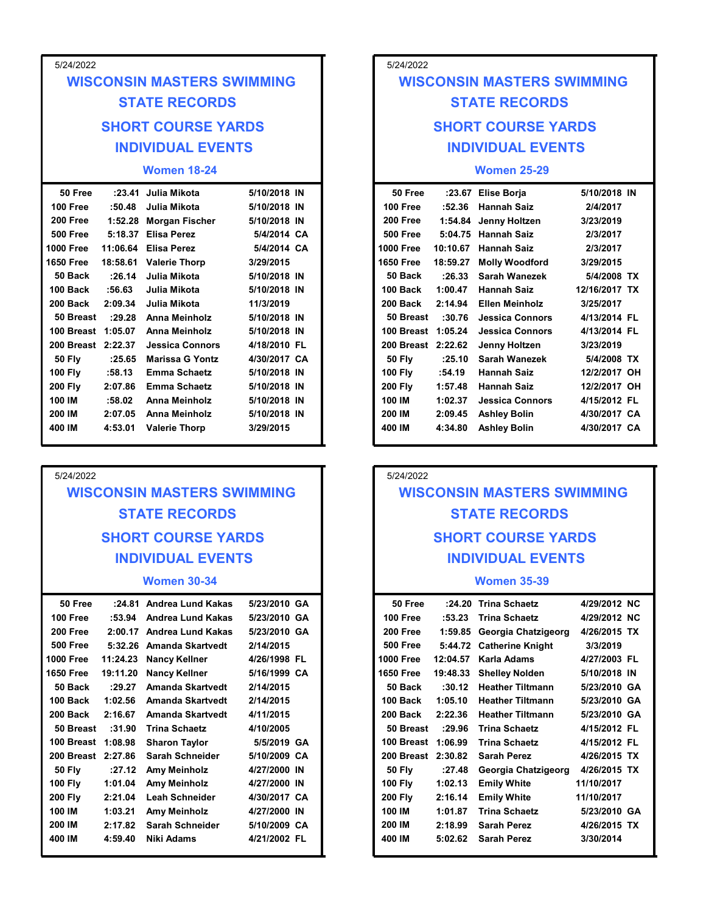5/24/2022

# WISCONSIN MASTERS SWIMMING
## STATE RECORDS
## SHORT COURSE YARDS
## INDIVIDUAL EVENTS

### Women 18-24

| Event | Time | Name | Date | State |
|---|---|---|---|---|
| 50 Free | :23.41 | Julia Mikota | 5/10/2018 | IN |
| 100 Free | :50.48 | Julia Mikota | 5/10/2018 | IN |
| 200 Free | 1:52.28 | Morgan Fischer | 5/10/2018 | IN |
| 500 Free | 5:18.37 | Elisa Perez | 5/4/2014 | CA |
| 1000 Free | 11:06.64 | Elisa Perez | 5/4/2014 | CA |
| 1650 Free | 18:58.61 | Valerie Thorp | 3/29/2015 | |
| 50 Back | :26.14 | Julia Mikota | 5/10/2018 | IN |
| 100 Back | :56.63 | Julia Mikota | 5/10/2018 | IN |
| 200 Back | 2:09.34 | Julia Mikota | 11/3/2019 | |
| 50 Breast | :29.28 | Anna Meinholz | 5/10/2018 | IN |
| 100 Breast | 1:05.07 | Anna Meinholz | 5/10/2018 | IN |
| 200 Breast | 2:22.37 | Jessica Connors | 4/18/2010 | FL |
| 50 Fly | :25.65 | Marissa G Yontz | 4/30/2017 | CA |
| 100 Fly | :58.13 | Emma Schaetz | 5/10/2018 | IN |
| 200 Fly | 2:07.86 | Emma Schaetz | 5/10/2018 | IN |
| 100 IM | :58.02 | Anna Meinholz | 5/10/2018 | IN |
| 200 IM | 2:07.05 | Anna Meinholz | 5/10/2018 | IN |
| 400 IM | 4:53.01 | Valerie Thorp | 3/29/2015 | |

5/24/2022

# WISCONSIN MASTERS SWIMMING
## STATE RECORDS
## SHORT COURSE YARDS
## INDIVIDUAL EVENTS

### Women 25-29

| Event | Time | Name | Date | State |
|---|---|---|---|---|
| 50 Free | :23.67 | Elise Borja | 5/10/2018 | IN |
| 100 Free | :52.36 | Hannah Saiz | 2/4/2017 | |
| 200 Free | 1:54.84 | Jenny Holtzen | 3/23/2019 | |
| 500 Free | 5:04.75 | Hannah Saiz | 2/3/2017 | |
| 1000 Free | 10:10.67 | Hannah Saiz | 2/3/2017 | |
| 1650 Free | 18:59.27 | Molly Woodford | 3/29/2015 | |
| 50 Back | :26.33 | Sarah Wanezek | 5/4/2008 | TX |
| 100 Back | 1:00.47 | Hannah Saiz | 12/16/2017 | TX |
| 200 Back | 2:14.94 | Ellen Meinholz | 3/25/2017 | |
| 50 Breast | :30.76 | Jessica Connors | 4/13/2014 | FL |
| 100 Breast | 1:05.24 | Jessica Connors | 4/13/2014 | FL |
| 200 Breast | 2:22.62 | Jenny Holtzen | 3/23/2019 | |
| 50 Fly | :25.10 | Sarah Wanezek | 5/4/2008 | TX |
| 100 Fly | :54.19 | Hannah Saiz | 12/2/2017 | OH |
| 200 Fly | 1:57.48 | Hannah Saiz | 12/2/2017 | OH |
| 100 IM | 1:02.37 | Jessica Connors | 4/15/2012 | FL |
| 200 IM | 2:09.45 | Ashley Bolin | 4/30/2017 | CA |
| 400 IM | 4:34.80 | Ashley Bolin | 4/30/2017 | CA |

5/24/2022

# WISCONSIN MASTERS SWIMMING
## STATE RECORDS
## SHORT COURSE YARDS
## INDIVIDUAL EVENTS

### Women 30-34

| Event | Time | Name | Date | State |
|---|---|---|---|---|
| 50 Free | :24.81 | Andrea Lund Kakas | 5/23/2010 | GA |
| 100 Free | :53.94 | Andrea Lund Kakas | 5/23/2010 | GA |
| 200 Free | 2:00.17 | Andrea Lund Kakas | 5/23/2010 | GA |
| 500 Free | 5:32.26 | Amanda Skartvedt | 2/14/2015 | |
| 1000 Free | 11:24.23 | Nancy Kellner | 4/26/1998 | FL |
| 1650 Free | 19:11.20 | Nancy Kellner | 5/16/1999 | CA |
| 50 Back | :29.27 | Amanda Skartvedt | 2/14/2015 | |
| 100 Back | 1:02.56 | Amanda Skartvedt | 2/14/2015 | |
| 200 Back | 2:16.67 | Amanda Skartvedt | 4/11/2015 | |
| 50 Breast | :31.90 | Trina Schaetz | 4/10/2005 | |
| 100 Breast | 1:08.98 | Sharon Taylor | 5/5/2019 | GA |
| 200 Breast | 2:27.86 | Sarah Schneider | 5/10/2009 | CA |
| 50 Fly | :27.12 | Amy Meinholz | 4/27/2000 | IN |
| 100 Fly | 1:01.04 | Amy Meinholz | 4/27/2000 | IN |
| 200 Fly | 2:21.04 | Leah Schneider | 4/30/2017 | CA |
| 100 IM | 1:03.21 | Amy Meinholz | 4/27/2000 | IN |
| 200 IM | 2:17.82 | Sarah Schneider | 5/10/2009 | CA |
| 400 IM | 4:59.40 | Niki Adams | 4/21/2002 | FL |

5/24/2022

# WISCONSIN MASTERS SWIMMING
## STATE RECORDS
## SHORT COURSE YARDS
## INDIVIDUAL EVENTS

### Women 35-39

| Event | Time | Name | Date | State |
|---|---|---|---|---|
| 50 Free | :24.20 | Trina Schaetz | 4/29/2012 | NC |
| 100 Free | :53.23 | Trina Schaetz | 4/29/2012 | NC |
| 200 Free | 1:59.85 | Georgia Chatzigeorg | 4/26/2015 | TX |
| 500 Free | 5:44.72 | Catherine Knight | 3/3/2019 | |
| 1000 Free | 12:04.57 | Karla Adams | 4/27/2003 | FL |
| 1650 Free | 19:48.33 | Shelley Nolden | 5/10/2018 | IN |
| 50 Back | :30.12 | Heather Tiltmann | 5/23/2010 | GA |
| 100 Back | 1:05.10 | Heather Tiltmann | 5/23/2010 | GA |
| 200 Back | 2:22.36 | Heather Tiltmann | 5/23/2010 | GA |
| 50 Breast | :29.96 | Trina Schaetz | 4/15/2012 | FL |
| 100 Breast | 1:06.99 | Trina Schaetz | 4/15/2012 | FL |
| 200 Breast | 2:30.82 | Sarah Perez | 4/26/2015 | TX |
| 50 Fly | :27.48 | Georgia Chatzigeorg | 4/26/2015 | TX |
| 100 Fly | 1:02.13 | Emily White | 11/10/2017 | |
| 200 Fly | 2:16.14 | Emily White | 11/10/2017 | |
| 100 IM | 1:01.87 | Trina Schaetz | 5/23/2010 | GA |
| 200 IM | 2:18.99 | Sarah Perez | 4/26/2015 | TX |
| 400 IM | 5:02.62 | Sarah Perez | 3/30/2014 | |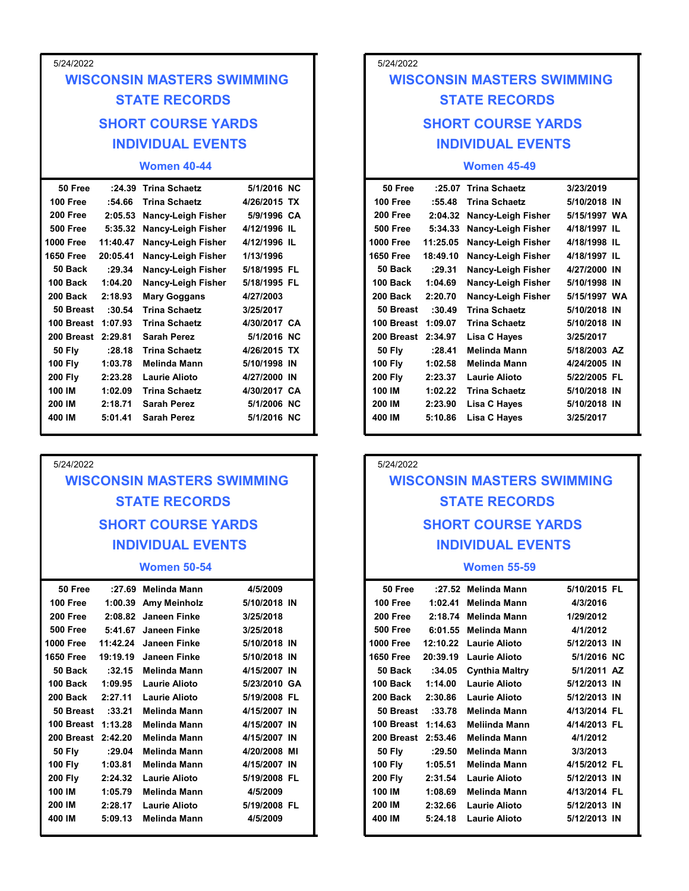5/24/2022

## WISCONSIN MASTERS SWIMMING
## STATE RECORDS
## SHORT COURSE YARDS
## INDIVIDUAL EVENTS

### Women 40-44

| Event | Time | Name | Date | State |
|---|---|---|---|---|
| 50 Free | :24.39 | Trina Schaetz | 5/1/2016 | NC |
| 100 Free | :54.66 | Trina Schaetz | 4/26/2015 | TX |
| 200 Free | 2:05.53 | Nancy-Leigh Fisher | 5/9/1996 | CA |
| 500 Free | 5:35.32 | Nancy-Leigh Fisher | 4/12/1996 | IL |
| 1000 Free | 11:40.47 | Nancy-Leigh Fisher | 4/12/1996 | IL |
| 1650 Free | 20:05.41 | Nancy-Leigh Fisher | 1/13/1996 | |
| 50 Back | :29.34 | Nancy-Leigh Fisher | 5/18/1995 | FL |
| 100 Back | 1:04.20 | Nancy-Leigh Fisher | 5/18/1995 | FL |
| 200 Back | 2:18.93 | Mary Goggans | 4/27/2003 | |
| 50 Breast | :30.54 | Trina Schaetz | 3/25/2017 | |
| 100 Breast | 1:07.93 | Trina Schaetz | 4/30/2017 | CA |
| 200 Breast | 2:29.81 | Sarah Perez | 5/1/2016 | NC |
| 50 Fly | :28.18 | Trina Schaetz | 4/26/2015 | TX |
| 100 Fly | 1:03.78 | Melinda Mann | 5/10/1998 | IN |
| 200 Fly | 2:23.28 | Laurie Alioto | 4/27/2000 | IN |
| 100 IM | 1:02.09 | Trina Schaetz | 4/30/2017 | CA |
| 200 IM | 2:18.71 | Sarah Perez | 5/1/2006 | NC |
| 400 IM | 5:01.41 | Sarah Perez | 5/1/2016 | NC |

5/24/2022

## WISCONSIN MASTERS SWIMMING
## STATE RECORDS
## SHORT COURSE YARDS
## INDIVIDUAL EVENTS

### Women 45-49

| Event | Time | Name | Date | State |
|---|---|---|---|---|
| 50 Free | :25.07 | Trina Schaetz | 3/23/2019 | |
| 100 Free | :55.48 | Trina Schaetz | 5/10/2018 | IN |
| 200 Free | 2:04.32 | Nancy-Leigh Fisher | 5/15/1997 | WA |
| 500 Free | 5:34.33 | Nancy-Leigh Fisher | 4/18/1997 | IL |
| 1000 Free | 11:25.05 | Nancy-Leigh Fisher | 4/18/1998 | IL |
| 1650 Free | 18:49.10 | Nancy-Leigh Fisher | 4/18/1997 | IL |
| 50 Back | :29.31 | Nancy-Leigh Fisher | 4/27/2000 | IN |
| 100 Back | 1:04.69 | Nancy-Leigh Fisher | 5/10/1998 | IN |
| 200 Back | 2:20.70 | Nancy-Leigh Fisher | 5/15/1997 | WA |
| 50 Breast | :30.49 | Trina Schaetz | 5/10/2018 | IN |
| 100 Breast | 1:09.07 | Trina Schaetz | 5/10/2018 | IN |
| 200 Breast | 2:34.97 | Lisa C Hayes | 3/25/2017 | |
| 50 Fly | :28.41 | Melinda Mann | 5/18/2003 | AZ |
| 100 Fly | 1:02.58 | Melinda Mann | 4/24/2005 | IN |
| 200 Fly | 2:23.37 | Laurie Alioto | 5/22/2005 | FL |
| 100 IM | 1:02.22 | Trina Schaetz | 5/10/2018 | IN |
| 200 IM | 2:23.90 | Lisa C Hayes | 5/10/2018 | IN |
| 400 IM | 5:10.86 | Lisa C Hayes | 3/25/2017 | |

5/24/2022

## WISCONSIN MASTERS SWIMMING
## STATE RECORDS
## SHORT COURSE YARDS
## INDIVIDUAL EVENTS

### Women 50-54

| Event | Time | Name | Date | State |
|---|---|---|---|---|
| 50 Free | :27.69 | Melinda Mann | 4/5/2009 | |
| 100 Free | 1:00.39 | Amy Meinholz | 5/10/2018 | IN |
| 200 Free | 2:08.82 | Janeen Finke | 3/25/2018 | |
| 500 Free | 5:41.67 | Janeen Finke | 3/25/2018 | |
| 1000 Free | 11:42.24 | Janeen Finke | 5/10/2018 | IN |
| 1650 Free | 19:19.19 | Janeen Finke | 5/10/2018 | IN |
| 50 Back | :32.15 | Melinda Mann | 4/15/2007 | IN |
| 100 Back | 1:09.95 | Laurie Alioto | 5/23/2010 | GA |
| 200 Back | 2:27.11 | Laurie Alioto | 5/19/2008 | FL |
| 50 Breast | :33.21 | Melinda Mann | 4/15/2007 | IN |
| 100 Breast | 1:13.28 | Melinda Mann | 4/15/2007 | IN |
| 200 Breast | 2:42.20 | Melinda Mann | 4/15/2007 | IN |
| 50 Fly | :29.04 | Melinda Mann | 4/20/2008 | MI |
| 100 Fly | 1:03.81 | Melinda Mann | 4/15/2007 | IN |
| 200 Fly | 2:24.32 | Laurie Alioto | 5/19/2008 | FL |
| 100 IM | 1:05.79 | Melinda Mann | 4/5/2009 | |
| 200 IM | 2:28.17 | Laurie Alioto | 5/19/2008 | FL |
| 400 IM | 5:09.13 | Melinda Mann | 4/5/2009 | |

5/24/2022

## WISCONSIN MASTERS SWIMMING
## STATE RECORDS
## SHORT COURSE YARDS
## INDIVIDUAL EVENTS

### Women 55-59

| Event | Time | Name | Date | State |
|---|---|---|---|---|
| 50 Free | :27.52 | Melinda Mann | 5/10/2015 | FL |
| 100 Free | 1:02.41 | Melinda Mann | 4/3/2016 | |
| 200 Free | 2:18.74 | Melinda Mann | 1/29/2012 | |
| 500 Free | 6:01.55 | Melinda Mann | 4/1/2012 | |
| 1000 Free | 12:10.22 | Laurie Alioto | 5/12/2013 | IN |
| 1650 Free | 20:39.19 | Laurie Alioto | 5/1/2016 | NC |
| 50 Back | :34.05 | Cynthia Maltry | 5/1/2011 | AZ |
| 100 Back | 1:14.00 | Laurie Alioto | 5/12/2013 | IN |
| 200 Back | 2:30.86 | Laurie Alioto | 5/12/2013 | IN |
| 50 Breast | :33.78 | Melinda Mann | 4/13/2014 | FL |
| 100 Breast | 1:14.63 | Meliinda Mann | 4/14/2013 | FL |
| 200 Breast | 2:53.46 | Melinda Mann | 4/1/2012 | |
| 50 Fly | :29.50 | Melinda Mann | 3/3/2013 | |
| 100 Fly | 1:05.51 | Melinda Mann | 4/15/2012 | FL |
| 200 Fly | 2:31.54 | Laurie Alioto | 5/12/2013 | IN |
| 100 IM | 1:08.69 | Melinda Mann | 4/13/2014 | FL |
| 200 IM | 2:32.66 | Laurie Alioto | 5/12/2013 | IN |
| 400 IM | 5:24.18 | Laurie Alioto | 5/12/2013 | IN |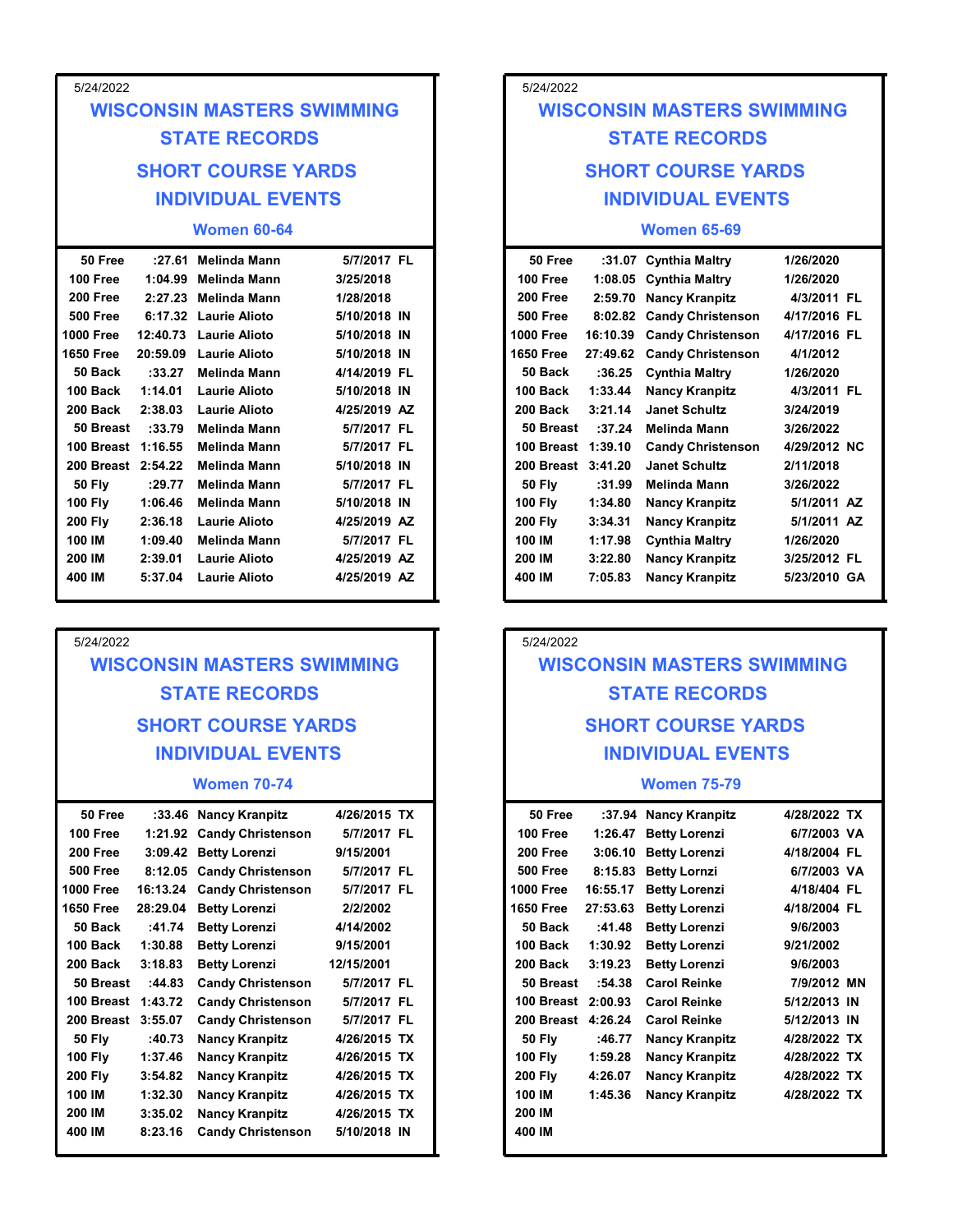5/24/2022

## WISCONSIN MASTERS SWIMMING
## STATE RECORDS
### SHORT COURSE YARDS
### INDIVIDUAL EVENTS
#### Women 60-64

| Event | Time | Name | Date | |
|---|---|---|---|---|
| 50 Free | :27.61 | Melinda Mann | 5/7/2017 | FL |
| 100 Free | 1:04.99 | Melinda Mann | 3/25/2018 | |
| 200 Free | 2:27.23 | Melinda Mann | 1/28/2018 | |
| 500 Free | 6:17.32 | Laurie Alioto | 5/10/2018 | IN |
| 1000 Free | 12:40.73 | Laurie Alioto | 5/10/2018 | IN |
| 1650 Free | 20:59.09 | Laurie Alioto | 5/10/2018 | IN |
| 50 Back | :33.27 | Melinda Mann | 4/14/2019 | FL |
| 100 Back | 1:14.01 | Laurie Alioto | 5/10/2018 | IN |
| 200 Back | 2:38.03 | Laurie Alioto | 4/25/2019 | AZ |
| 50 Breast | :33.79 | Melinda Mann | 5/7/2017 | FL |
| 100 Breast | 1:16.55 | Melinda Mann | 5/7/2017 | FL |
| 200 Breast | 2:54.22 | Melinda Mann | 5/10/2018 | IN |
| 50 Fly | :29.77 | Melinda Mann | 5/7/2017 | FL |
| 100 Fly | 1:06.46 | Melinda Mann | 5/10/2018 | IN |
| 200 Fly | 2:36.18 | Laurie Alioto | 4/25/2019 | AZ |
| 100 IM | 1:09.40 | Melinda Mann | 5/7/2017 | FL |
| 200 IM | 2:39.01 | Laurie Alioto | 4/25/2019 | AZ |
| 400 IM | 5:37.04 | Laurie Alioto | 4/25/2019 | AZ |

5/24/2022

## WISCONSIN MASTERS SWIMMING
## STATE RECORDS
### SHORT COURSE YARDS
### INDIVIDUAL EVENTS
#### Women 65-69

| Event | Time | Name | Date | |
|---|---|---|---|---|
| 50 Free | :31.07 | Cynthia Maltry | 1/26/2020 | |
| 100 Free | 1:08.05 | Cynthia Maltry | 1/26/2020 | |
| 200 Free | 2:59.70 | Nancy Kranpitz | 4/3/2011 | FL |
| 500 Free | 8:02.82 | Candy Christenson | 4/17/2016 | FL |
| 1000 Free | 16:10.39 | Candy Christenson | 4/17/2016 | FL |
| 1650 Free | 27:49.62 | Candy Christenson | 4/1/2012 | |
| 50 Back | :36.25 | Cynthia Maltry | 1/26/2020 | |
| 100 Back | 1:33.44 | Nancy Kranpitz | 4/3/2011 | FL |
| 200 Back | 3:21.14 | Janet Schultz | 3/24/2019 | |
| 50 Breast | :37.24 | Melinda Mann | 3/26/2022 | |
| 100 Breast | 1:39.10 | Candy Christenson | 4/29/2012 | NC |
| 200 Breast | 3:41.20 | Janet Schultz | 2/11/2018 | |
| 50 Fly | :31.99 | Melinda Mann | 3/26/2022 | |
| 100 Fly | 1:34.80 | Nancy Kranpitz | 5/1/2011 | AZ |
| 200 Fly | 3:34.31 | Nancy Kranpitz | 5/1/2011 | AZ |
| 100 IM | 1:17.98 | Cynthia Maltry | 1/26/2020 | |
| 200 IM | 3:22.80 | Nancy Kranpitz | 3/25/2012 | FL |
| 400 IM | 7:05.83 | Nancy Kranpitz | 5/23/2010 | GA |

5/24/2022

## WISCONSIN MASTERS SWIMMING
## STATE RECORDS
### SHORT COURSE YARDS
### INDIVIDUAL EVENTS
#### Women 70-74

| Event | Time | Name | Date | |
|---|---|---|---|---|
| 50 Free | :33.46 | Nancy Kranpitz | 4/26/2015 | TX |
| 100 Free | 1:21.92 | Candy Christenson | 5/7/2017 | FL |
| 200 Free | 3:09.42 | Betty Lorenzi | 9/15/2001 | |
| 500 Free | 8:12.05 | Candy Christenson | 5/7/2017 | FL |
| 1000 Free | 16:13.24 | Candy Christenson | 5/7/2017 | FL |
| 1650 Free | 28:29.04 | Betty Lorenzi | 2/2/2002 | |
| 50 Back | :41.74 | Betty Lorenzi | 4/14/2002 | |
| 100 Back | 1:30.88 | Betty Lorenzi | 9/15/2001 | |
| 200 Back | 3:18.83 | Betty Lorenzi | 12/15/2001 | |
| 50 Breast | :44.83 | Candy Christenson | 5/7/2017 | FL |
| 100 Breast | 1:43.72 | Candy Christenson | 5/7/2017 | FL |
| 200 Breast | 3:55.07 | Candy Christenson | 5/7/2017 | FL |
| 50 Fly | :40.73 | Nancy Kranpitz | 4/26/2015 | TX |
| 100 Fly | 1:37.46 | Nancy Kranpitz | 4/26/2015 | TX |
| 200 Fly | 3:54.82 | Nancy Kranpitz | 4/26/2015 | TX |
| 100 IM | 1:32.30 | Nancy Kranpitz | 4/26/2015 | TX |
| 200 IM | 3:35.02 | Nancy Kranpitz | 4/26/2015 | TX |
| 400 IM | 8:23.16 | Candy Christenson | 5/10/2018 | IN |

5/24/2022

## WISCONSIN MASTERS SWIMMING
## STATE RECORDS
### SHORT COURSE YARDS
### INDIVIDUAL EVENTS
#### Women 75-79

| Event | Time | Name | Date | |
|---|---|---|---|---|
| 50 Free | :37.94 | Nancy Kranpitz | 4/28/2022 | TX |
| 100 Free | 1:26.47 | Betty Lorenzi | 6/7/2003 | VA |
| 200 Free | 3:06.10 | Betty Lorenzi | 4/18/2004 | FL |
| 500 Free | 8:15.83 | Betty Lornzi | 6/7/2003 | VA |
| 1000 Free | 16:55.17 | Betty Lorenzi | 4/18/404 | FL |
| 1650 Free | 27:53.63 | Betty Lorenzi | 4/18/2004 | FL |
| 50 Back | :41.48 | Betty Lorenzi | 9/6/2003 | |
| 100 Back | 1:30.92 | Betty Lorenzi | 9/21/2002 | |
| 200 Back | 3:19.23 | Betty Lorenzi | 9/6/2003 | |
| 50 Breast | :54.38 | Carol Reinke | 7/9/2012 | MN |
| 100 Breast | 2:00.93 | Carol Reinke | 5/12/2013 | IN |
| 200 Breast | 4:26.24 | Carol Reinke | 5/12/2013 | IN |
| 50 Fly | :46.77 | Nancy Kranpitz | 4/28/2022 | TX |
| 100 Fly | 1:59.28 | Nancy Kranpitz | 4/28/2022 | TX |
| 200 Fly | 4:26.07 | Nancy Kranpitz | 4/28/2022 | TX |
| 100 IM | 1:45.36 | Nancy Kranpitz | 4/28/2022 | TX |
| 200 IM | | | | |
| 400 IM | | | | |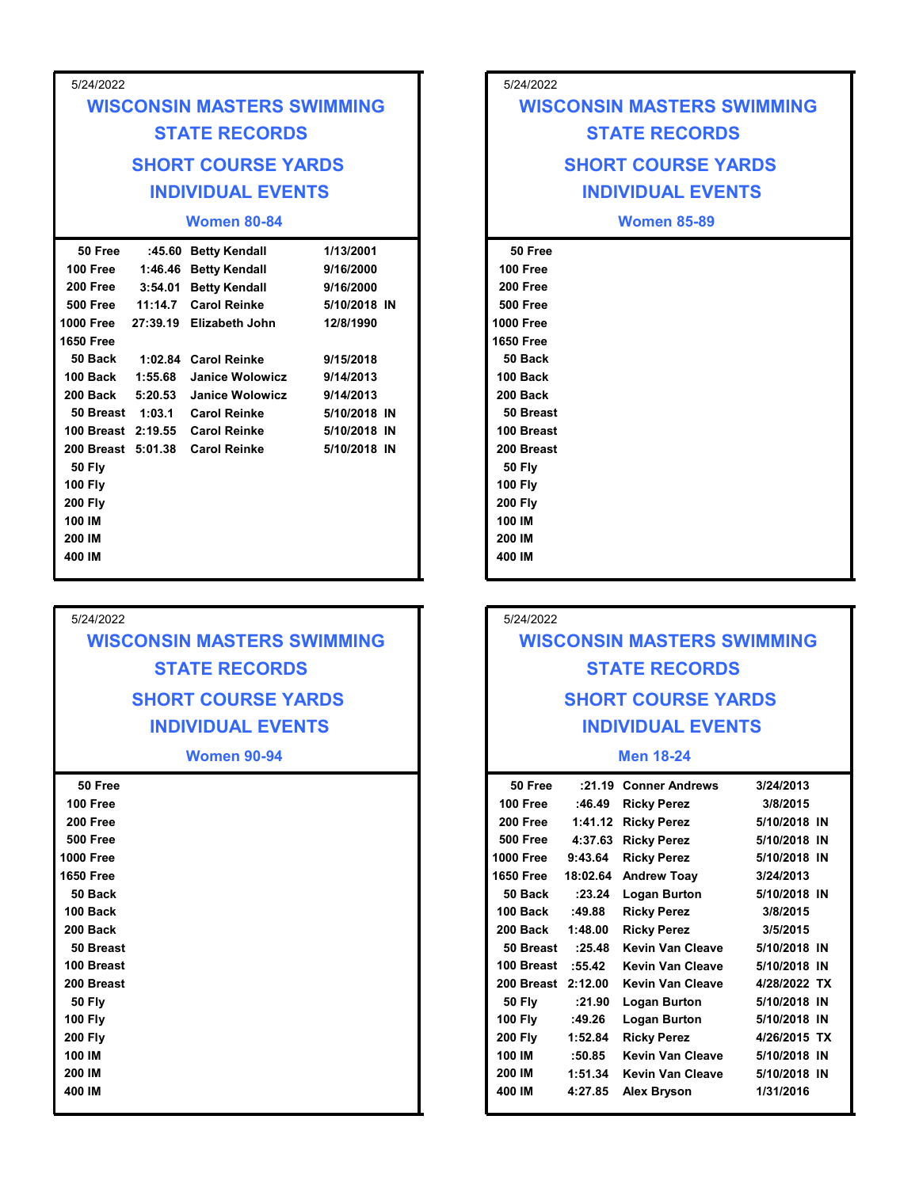5/24/2022

# WISCONSIN MASTERS SWIMMING
## STATE RECORDS
## SHORT COURSE YARDS
## INDIVIDUAL EVENTS

### Women 80-84

| Event | Time | Name | Date |
|---|---|---|---|
| 50 Free | :45.60 | Betty Kendall | 1/13/2001 |
| 100 Free | 1:46.46 | Betty Kendall | 9/16/2000 |
| 200 Free | 3:54.01 | Betty Kendall | 9/16/2000 |
| 500 Free | 11:14.7 | Carol Reinke | 5/10/2018 IN |
| 1000 Free | 27:39.19 | Elizabeth John | 12/8/1990 |
| 1650 Free | | | |
| 50 Back | 1:02.84 | Carol Reinke | 9/15/2018 |
| 100 Back | 1:55.68 | Janice Wolowicz | 9/14/2013 |
| 200 Back | 5:20.53 | Janice Wolowicz | 9/14/2013 |
| 50 Breast | 1:03.1 | Carol Reinke | 5/10/2018 IN |
| 100 Breast | 2:19.55 | Carol Reinke | 5/10/2018 IN |
| 200 Breast | 5:01.38 | Carol Reinke | 5/10/2018 IN |
| 50 Fly | | | |
| 100 Fly | | | |
| 200 Fly | | | |
| 100 IM | | | |
| 200 IM | | | |
| 400 IM | | | |

5/24/2022

# WISCONSIN MASTERS SWIMMING
## STATE RECORDS
## SHORT COURSE YARDS
## INDIVIDUAL EVENTS

### Women 85-89

| Event | Time | Name | Date |
|---|---|---|---|
| 50 Free | | | |
| 100 Free | | | |
| 200 Free | | | |
| 500 Free | | | |
| 1000 Free | | | |
| 1650 Free | | | |
| 50 Back | | | |
| 100 Back | | | |
| 200 Back | | | |
| 50 Breast | | | |
| 100 Breast | | | |
| 200 Breast | | | |
| 50 Fly | | | |
| 100 Fly | | | |
| 200 Fly | | | |
| 100 IM | | | |
| 200 IM | | | |
| 400 IM | | | |

5/24/2022

# WISCONSIN MASTERS SWIMMING
## STATE RECORDS
## SHORT COURSE YARDS
## INDIVIDUAL EVENTS

### Women 90-94

| Event | Time | Name | Date |
|---|---|---|---|
| 50 Free | | | |
| 100 Free | | | |
| 200 Free | | | |
| 500 Free | | | |
| 1000 Free | | | |
| 1650 Free | | | |
| 50 Back | | | |
| 100 Back | | | |
| 200 Back | | | |
| 50 Breast | | | |
| 100 Breast | | | |
| 200 Breast | | | |
| 50 Fly | | | |
| 100 Fly | | | |
| 200 Fly | | | |
| 100 IM | | | |
| 200 IM | | | |
| 400 IM | | | |

5/24/2022

# WISCONSIN MASTERS SWIMMING
## STATE RECORDS
## SHORT COURSE YARDS
## INDIVIDUAL EVENTS

### Men 18-24

| Event | Time | Name | Date |
|---|---|---|---|
| 50 Free | :21.19 | Conner Andrews | 3/24/2013 |
| 100 Free | :46.49 | Ricky Perez | 3/8/2015 |
| 200 Free | 1:41.12 | Ricky Perez | 5/10/2018 IN |
| 500 Free | 4:37.63 | Ricky Perez | 5/10/2018 IN |
| 1000 Free | 9:43.64 | Ricky Perez | 5/10/2018 IN |
| 1650 Free | 18:02.64 | Andrew Toay | 3/24/2013 |
| 50 Back | :23.24 | Logan Burton | 5/10/2018 IN |
| 100 Back | :49.88 | Ricky Perez | 3/8/2015 |
| 200 Back | 1:48.00 | Ricky Perez | 3/5/2015 |
| 50 Breast | :25.48 | Kevin Van Cleave | 5/10/2018 IN |
| 100 Breast | :55.42 | Kevin Van Cleave | 5/10/2018 IN |
| 200 Breast | 2:12.00 | Kevin Van Cleave | 4/28/2022 TX |
| 50 Fly | :21.90 | Logan Burton | 5/10/2018 IN |
| 100 Fly | :49.26 | Logan Burton | 5/10/2018 IN |
| 200 Fly | 1:52.84 | Ricky Perez | 4/26/2015 TX |
| 100 IM | :50.85 | Kevin Van Cleave | 5/10/2018 IN |
| 200 IM | 1:51.34 | Kevin Van Cleave | 5/10/2018 IN |
| 400 IM | 4:27.85 | Alex Bryson | 1/31/2016 |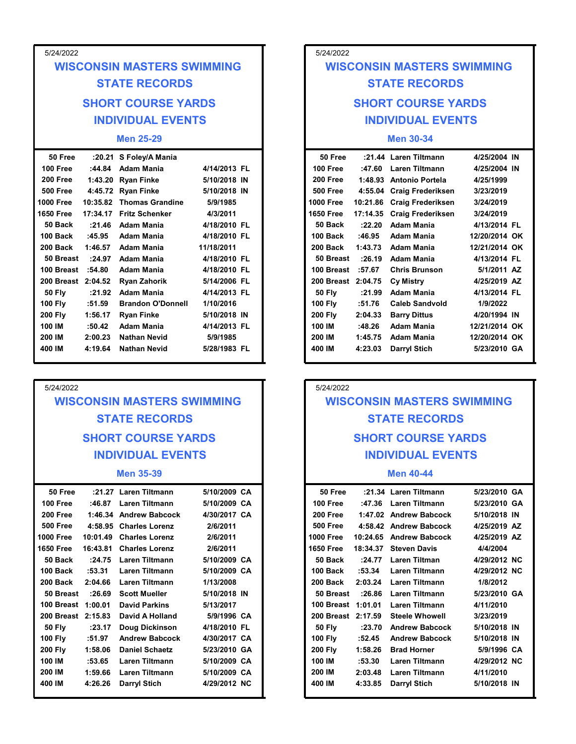5/24/2022

# WISCONSIN MASTERS SWIMMING
## STATE RECORDS
## SHORT COURSE YARDS
## INDIVIDUAL EVENTS

### Men 25-29

| Event | Time | Name | Date | State |
|---|---|---|---|---|
| 50 Free | :20.21 | S Foley/A Mania | | |
| 100 Free | :44.84 | Adam Mania | 4/14/2013 | FL |
| 200 Free | 1:43.20 | Ryan Finke | 5/10/2018 | IN |
| 500 Free | 4:45.72 | Ryan Finke | 5/10/2018 | IN |
| 1000 Free | 10:35.82 | Thomas Grandine | 5/9/1985 | |
| 1650 Free | 17:34.17 | Fritz Schenker | 4/3/2011 | |
| 50 Back | :21.46 | Adam Mania | 4/18/2010 | FL |
| 100 Back | :45.95 | Adam Mania | 4/18/2010 | FL |
| 200 Back | 1:46.57 | Adam Mania | 11/18/2011 | |
| 50 Breast | :24.97 | Adam Mania | 4/18/2010 | FL |
| 100 Breast | :54.80 | Adam Mania | 4/18/2010 | FL |
| 200 Breast | 2:04.52 | Ryan Zahorik | 5/14/2006 | FL |
| 50 Fly | :21.92 | Adam Mania | 4/14/2013 | FL |
| 100 Fly | :51.59 | Brandon O'Donnell | 1/10/2016 | |
| 200 Fly | 1:56.17 | Ryan Finke | 5/10/2018 | IN |
| 100 IM | :50.42 | Adam Mania | 4/14/2013 | FL |
| 200 IM | 2:00.23 | Nathan Nevid | 5/9/1985 | |
| 400 IM | 4:19.64 | Nathan Nevid | 5/28/1983 | FL |

5/24/2022

# WISCONSIN MASTERS SWIMMING
## STATE RECORDS
## SHORT COURSE YARDS
## INDIVIDUAL EVENTS

### Men 30-34

| Event | Time | Name | Date | State |
|---|---|---|---|---|
| 50 Free | :21.44 | Laren Tiltmann | 4/25/2004 | IN |
| 100 Free | :47.60 | Laren Tiltmann | 4/25/2004 | IN |
| 200 Free | 1:48.93 | Antonio Portela | 4/25/1999 | |
| 500 Free | 4:55.04 | Craig Frederiksen | 3/23/2019 | |
| 1000 Free | 10:21.86 | Craig Frederiksen | 3/24/2019 | |
| 1650 Free | 17:14.35 | Craig Frederiksen | 3/24/2019 | |
| 50 Back | :22.20 | Adam Mania | 4/13/2014 | FL |
| 100 Back | :46.95 | Adam Mania | 12/20/2014 | OK |
| 200 Back | 1:43.73 | Adam Mania | 12/21/2014 | OK |
| 50 Breast | :26.19 | Adam Mania | 4/13/2014 | FL |
| 100 Breast | :57.67 | Chris Brunson | 5/1/2011 | AZ |
| 200 Breast | 2:04.75 | Cy Mistry | 4/25/2019 | AZ |
| 50 Fly | :21.99 | Adam Mania | 4/13/2014 | FL |
| 100 Fly | :51.76 | Caleb Sandvold | 1/9/2022 | |
| 200 Fly | 2:04.33 | Barry Dittus | 4/20/1994 | IN |
| 100 IM | :48.26 | Adam Mania | 12/21/2014 | OK |
| 200 IM | 1:45.75 | Adam Mania | 12/20/2014 | OK |
| 400 IM | 4:23.03 | Darryl Stich | 5/23/2010 | GA |

5/24/2022

# WISCONSIN MASTERS SWIMMING
## STATE RECORDS
## SHORT COURSE YARDS
## INDIVIDUAL EVENTS

### Men 35-39

| Event | Time | Name | Date | State |
|---|---|---|---|---|
| 50 Free | :21.27 | Laren Tiltmann | 5/10/2009 | CA |
| 100 Free | :46.87 | Laren Tiltmann | 5/10/2009 | CA |
| 200 Free | 1:46.34 | Andrew Babcock | 4/30/2017 | CA |
| 500 Free | 4:58.95 | Charles Lorenz | 2/6/2011 | |
| 1000 Free | 10:01.49 | Charles Lorenz | 2/6/2011 | |
| 1650 Free | 16:43.81 | Charles Lorenz | 2/6/2011 | |
| 50 Back | :24.75 | Laren Tiltmann | 5/10/2009 | CA |
| 100 Back | :53.31 | Laren Tiltmann | 5/10/2009 | CA |
| 200 Back | 2:04.66 | Laren Tiltmann | 1/13/2008 | |
| 50 Breast | :26.69 | Scott Mueller | 5/10/2018 | IN |
| 100 Breast | 1:00.01 | David Parkins | 5/13/2017 | |
| 200 Breast | 2:15.83 | David A Holland | 5/9/1996 | CA |
| 50 Fly | :23.17 | Doug Dickinson | 4/18/2010 | FL |
| 100 Fly | :51.97 | Andrew Babcock | 4/30/2017 | CA |
| 200 Fly | 1:58.06 | Daniel Schaetz | 5/23/2010 | GA |
| 100 IM | :53.65 | Laren Tiltmann | 5/10/2009 | CA |
| 200 IM | 1:59.66 | Laren Tiltmann | 5/10/2009 | CA |
| 400 IM | 4:26.26 | Darryl Stich | 4/29/2012 | NC |

5/24/2022

# WISCONSIN MASTERS SWIMMING
## STATE RECORDS
## SHORT COURSE YARDS
## INDIVIDUAL EVENTS

### Men 40-44

| Event | Time | Name | Date | State |
|---|---|---|---|---|
| 50 Free | :21.34 | Laren Tiltmann | 5/23/2010 | GA |
| 100 Free | :47.36 | Laren Tiltmann | 5/23/2010 | GA |
| 200 Free | 1:47.02 | Andrew Babcock | 5/10/2018 | IN |
| 500 Free | 4:58.42 | Andrew Babcock | 4/25/2019 | AZ |
| 1000 Free | 10:24.65 | Andrew Babcock | 4/25/2019 | AZ |
| 1650 Free | 18:34.37 | Steven Davis | 4/4/2004 | |
| 50 Back | :24.77 | Laren Tiltman | 4/29/2012 | NC |
| 100 Back | :53.34 | Laren Tiltmann | 4/29/2012 | NC |
| 200 Back | 2:03.24 | Laren Tiltmann | 1/8/2012 | |
| 50 Breast | :26.86 | Laren Tiltmann | 5/23/2010 | GA |
| 100 Breast | 1:01.01 | Laren Tiltmann | 4/11/2010 | |
| 200 Breast | 2:17.59 | Steele Whowell | 3/23/2019 | |
| 50 Fly | :23.70 | Andrew Babcock | 5/10/2018 | IN |
| 100 Fly | :52.45 | Andrew Babcock | 5/10/2018 | IN |
| 200 Fly | 1:58.26 | Brad Horner | 5/9/1996 | CA |
| 100 IM | :53.30 | Laren Tiltmann | 4/29/2012 | NC |
| 200 IM | 2:03.48 | Laren Tiltmann | 4/11/2010 | |
| 400 IM | 4:33.85 | Darryl Stich | 5/10/2018 | IN |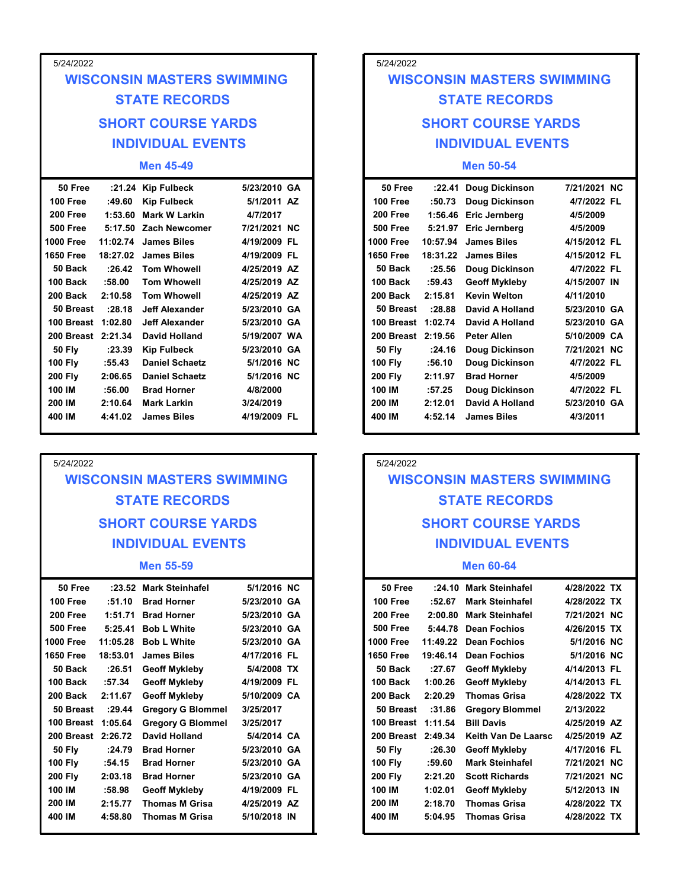5/24/2022

# WISCONSIN MASTERS SWIMMING
# STATE RECORDS
## SHORT COURSE YARDS
## INDIVIDUAL EVENTS
### Men 45-49

| Event | Time | Name | Date | State |
|---|---|---|---|---|
| 50 Free | :21.24 | Kip Fulbeck | 5/23/2010 | GA |
| 100 Free | :49.60 | Kip Fulbeck | 5/1/2011 | AZ |
| 200 Free | 1:53.60 | Mark W Larkin | 4/7/2017 | |
| 500 Free | 5:17.50 | Zach Newcomer | 7/21/2021 | NC |
| 1000 Free | 11:02.74 | James Biles | 4/19/2009 | FL |
| 1650 Free | 18:27.02 | James Biles | 4/19/2009 | FL |
| 50 Back | :26.42 | Tom Whowell | 4/25/2019 | AZ |
| 100 Back | :58.00 | Tom Whowell | 4/25/2019 | AZ |
| 200 Back | 2:10.58 | Tom Whowell | 4/25/2019 | AZ |
| 50 Breast | :28.18 | Jeff Alexander | 5/23/2010 | GA |
| 100 Breast | 1:02.80 | Jeff Alexander | 5/23/2010 | GA |
| 200 Breast | 2:21.34 | David Holland | 5/19/2007 | WA |
| 50 Fly | :23.39 | Kip Fulbeck | 5/23/2010 | GA |
| 100 Fly | :55.43 | Daniel Schaetz | 5/1/2016 | NC |
| 200 Fly | 2:06.65 | Daniel Schaetz | 5/1/2016 | NC |
| 100 IM | :56.00 | Brad Horner | 4/8/2000 | |
| 200 IM | 2:10.64 | Mark Larkin | 3/24/2019 | |
| 400 IM | 4:41.02 | James Biles | 4/19/2009 | FL |

5/24/2022

# WISCONSIN MASTERS SWIMMING
# STATE RECORDS
## SHORT COURSE YARDS
## INDIVIDUAL EVENTS
### Men 50-54

| Event | Time | Name | Date | State |
|---|---|---|---|---|
| 50 Free | :22.41 | Doug Dickinson | 7/21/2021 | NC |
| 100 Free | :50.73 | Doug Dickinson | 4/7/2022 | FL |
| 200 Free | 1:56.46 | Eric Jernberg | 4/5/2009 | |
| 500 Free | 5:21.97 | Eric Jernberg | 4/5/2009 | |
| 1000 Free | 10:57.94 | James Biles | 4/15/2012 | FL |
| 1650 Free | 18:31.22 | James Biles | 4/15/2012 | FL |
| 50 Back | :25.56 | Doug Dickinson | 4/7/2022 | FL |
| 100 Back | :59.43 | Geoff Mykleby | 4/15/2007 | IN |
| 200 Back | 2:15.81 | Kevin Welton | 4/11/2010 | |
| 50 Breast | :28.88 | David A Holland | 5/23/2010 | GA |
| 100 Breast | 1:02.74 | David A Holland | 5/23/2010 | GA |
| 200 Breast | 2:19.56 | Peter Allen | 5/10/2009 | CA |
| 50 Fly | :24.16 | Doug Dickinson | 7/21/2021 | NC |
| 100 Fly | :56.10 | Doug Dickinson | 4/7/2022 | FL |
| 200 Fly | 2:11.97 | Brad Horner | 4/5/2009 | |
| 100 IM | :57.25 | Doug Dickinson | 4/7/2022 | FL |
| 200 IM | 2:12.01 | David A Holland | 5/23/2010 | GA |
| 400 IM | 4:52.14 | James Biles | 4/3/2011 | |

5/24/2022

# WISCONSIN MASTERS SWIMMING
# STATE RECORDS
## SHORT COURSE YARDS
## INDIVIDUAL EVENTS
### Men 55-59

| Event | Time | Name | Date | State |
|---|---|---|---|---|
| 50 Free | :23.52 | Mark Steinhafel | 5/1/2016 | NC |
| 100 Free | :51.10 | Brad Horner | 5/23/2010 | GA |
| 200 Free | 1:51.71 | Brad Horner | 5/23/2010 | GA |
| 500 Free | 5:25.41 | Bob L White | 5/23/2010 | GA |
| 1000 Free | 11:05.28 | Bob L White | 5/23/2010 | GA |
| 1650 Free | 18:53.01 | James Biles | 4/17/2016 | FL |
| 50 Back | :26.51 | Geoff Mykleby | 5/4/2008 | TX |
| 100 Back | :57.34 | Geoff Mykleby | 4/19/2009 | FL |
| 200 Back | 2:11.67 | Geoff Mykleby | 5/10/2009 | CA |
| 50 Breast | :29.44 | Gregory G Blommel | 3/25/2017 | |
| 100 Breast | 1:05.64 | Gregory G Blommel | 3/25/2017 | |
| 200 Breast | 2:26.72 | David Holland | 5/4/2014 | CA |
| 50 Fly | :24.79 | Brad Horner | 5/23/2010 | GA |
| 100 Fly | :54.15 | Brad Horner | 5/23/2010 | GA |
| 200 Fly | 2:03.18 | Brad Horner | 5/23/2010 | GA |
| 100 IM | :58.98 | Geoff Mykleby | 4/19/2009 | FL |
| 200 IM | 2:15.77 | Thomas M Grisa | 4/25/2019 | AZ |
| 400 IM | 4:58.80 | Thomas M Grisa | 5/10/2018 | IN |

5/24/2022

# WISCONSIN MASTERS SWIMMING
# STATE RECORDS
## SHORT COURSE YARDS
## INDIVIDUAL EVENTS
### Men 60-64

| Event | Time | Name | Date | State |
|---|---|---|---|---|
| 50 Free | :24.10 | Mark Steinhafel | 4/28/2022 | TX |
| 100 Free | :52.67 | Mark Steinhafel | 4/28/2022 | TX |
| 200 Free | 2:00.80 | Mark Steinhafel | 7/21/2021 | NC |
| 500 Free | 5:44.78 | Dean Fochios | 4/26/2015 | TX |
| 1000 Free | 11:49.22 | Dean Fochios | 5/1/2016 | NC |
| 1650 Free | 19:46.14 | Dean Fochios | 5/1/2016 | NC |
| 50 Back | :27.67 | Geoff Mykleby | 4/14/2013 | FL |
| 100 Back | 1:00.26 | Geoff Mykleby | 4/14/2013 | FL |
| 200 Back | 2:20.29 | Thomas Grisa | 4/28/2022 | TX |
| 50 Breast | :31.86 | Gregory Blommel | 2/13/2022 | |
| 100 Breast | 1:11.54 | Bill Davis | 4/25/2019 | AZ |
| 200 Breast | 2:49.34 | Keith Van De Laarsc | 4/25/2019 | AZ |
| 50 Fly | :26.30 | Geoff Mykleby | 4/17/2016 | FL |
| 100 Fly | :59.60 | Mark Steinhafel | 7/21/2021 | NC |
| 200 Fly | 2:21.20 | Scott Richards | 7/21/2021 | NC |
| 100 IM | 1:02.01 | Geoff Mykleby | 5/12/2013 | IN |
| 200 IM | 2:18.70 | Thomas Grisa | 4/28/2022 | TX |
| 400 IM | 5:04.95 | Thomas Grisa | 4/28/2022 | TX |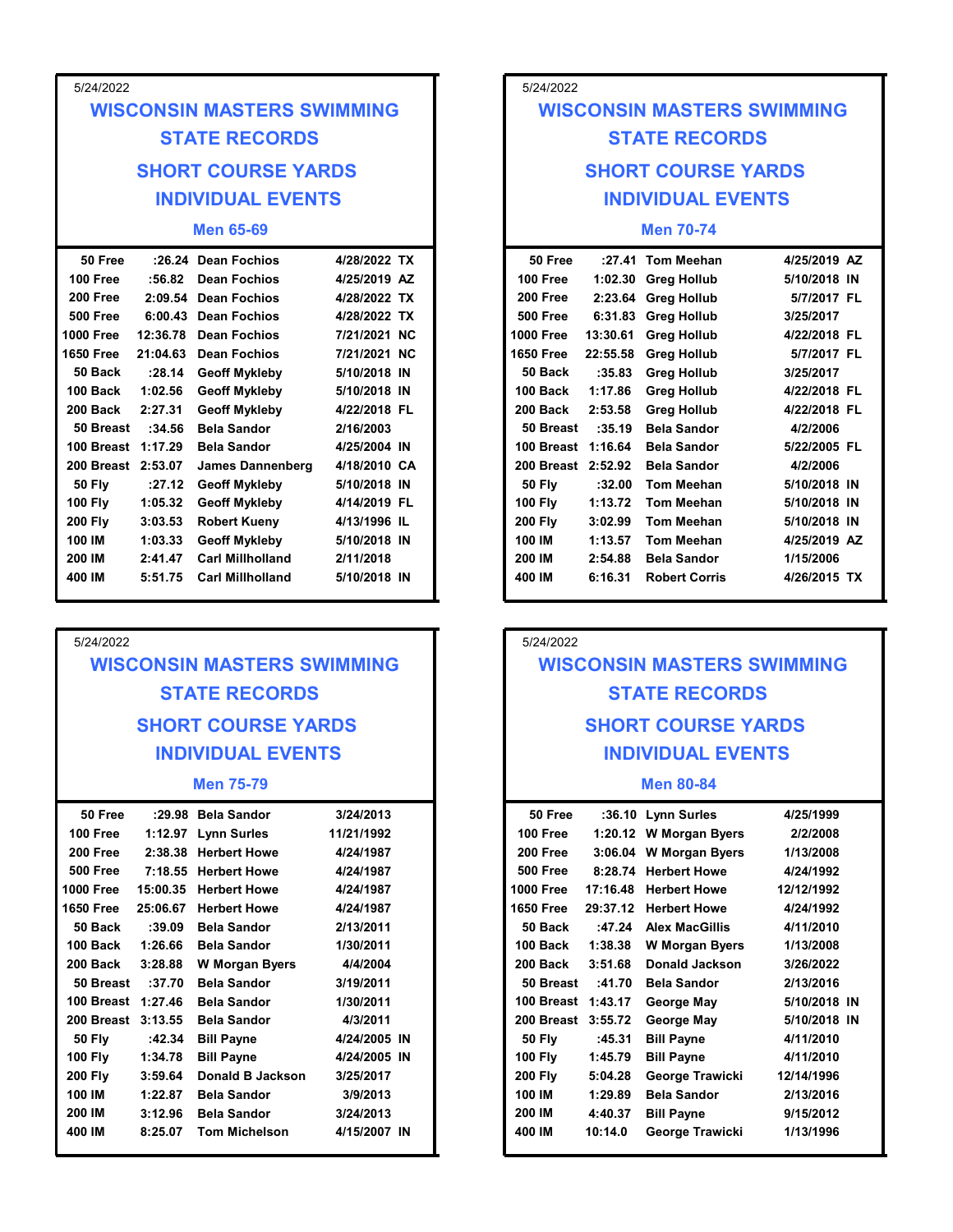5/24/2022

## WISCONSIN MASTERS SWIMMING
## STATE RECORDS
## SHORT COURSE YARDS
## INDIVIDUAL EVENTS

### Men 65-69

| Event | Time | Name | Date |
|---|---|---|---|
| 50 Free | :26.24 | Dean Fochios | 4/28/2022 TX |
| 100 Free | :56.82 | Dean Fochios | 4/25/2019 AZ |
| 200 Free | 2:09.54 | Dean Fochios | 4/28/2022 TX |
| 500 Free | 6:00.43 | Dean Fochios | 4/28/2022 TX |
| 1000 Free | 12:36.78 | Dean Fochios | 7/21/2021 NC |
| 1650 Free | 21:04.63 | Dean Fochios | 7/21/2021 NC |
| 50 Back | :28.14 | Geoff Mykleby | 5/10/2018 IN |
| 100 Back | 1:02.56 | Geoff Mykleby | 5/10/2018 IN |
| 200 Back | 2:27.31 | Geoff Mykleby | 4/22/2018 FL |
| 50 Breast | :34.56 | Bela Sandor | 2/16/2003 |
| 100 Breast | 1:17.29 | Bela Sandor | 4/25/2004 IN |
| 200 Breast | 2:53.07 | James Dannenberg | 4/18/2010 CA |
| 50 Fly | :27.12 | Geoff Mykleby | 5/10/2018 IN |
| 100 Fly | 1:05.32 | Geoff Mykleby | 4/14/2019 FL |
| 200 Fly | 3:03.53 | Robert Kueny | 4/13/1996 IL |
| 100 IM | 1:03.33 | Geoff Mykleby | 5/10/2018 IN |
| 200 IM | 2:41.47 | Carl Millholland | 2/11/2018 |
| 400 IM | 5:51.75 | Carl Millholland | 5/10/2018 IN |

5/24/2022

## WISCONSIN MASTERS SWIMMING
## STATE RECORDS
## SHORT COURSE YARDS
## INDIVIDUAL EVENTS

### Men 70-74

| Event | Time | Name | Date |
|---|---|---|---|
| 50 Free | :27.41 | Tom Meehan | 4/25/2019 AZ |
| 100 Free | 1:02.30 | Greg Hollub | 5/10/2018 IN |
| 200 Free | 2:23.64 | Greg Hollub | 5/7/2017 FL |
| 500 Free | 6:31.83 | Greg Hollub | 3/25/2017 |
| 1000 Free | 13:30.61 | Greg Hollub | 4/22/2018 FL |
| 1650 Free | 22:55.58 | Greg Hollub | 5/7/2017 FL |
| 50 Back | :35.83 | Greg Hollub | 3/25/2017 |
| 100 Back | 1:17.86 | Greg Hollub | 4/22/2018 FL |
| 200 Back | 2:53.58 | Greg Hollub | 4/22/2018 FL |
| 50 Breast | :35.19 | Bela Sandor | 4/2/2006 |
| 100 Breast | 1:16.64 | Bela Sandor | 5/22/2005 FL |
| 200 Breast | 2:52.92 | Bela Sandor | 4/2/2006 |
| 50 Fly | :32.00 | Tom Meehan | 5/10/2018 IN |
| 100 Fly | 1:13.72 | Tom Meehan | 5/10/2018 IN |
| 200 Fly | 3:02.99 | Tom Meehan | 5/10/2018 IN |
| 100 IM | 1:13.57 | Tom Meehan | 4/25/2019 AZ |
| 200 IM | 2:54.88 | Bela Sandor | 1/15/2006 |
| 400 IM | 6:16.31 | Robert Corris | 4/26/2015 TX |

5/24/2022

## WISCONSIN MASTERS SWIMMING
## STATE RECORDS
## SHORT COURSE YARDS
## INDIVIDUAL EVENTS

### Men 75-79

| Event | Time | Name | Date |
|---|---|---|---|
| 50 Free | :29.98 | Bela Sandor | 3/24/2013 |
| 100 Free | 1:12.97 | Lynn Surles | 11/21/1992 |
| 200 Free | 2:38.38 | Herbert Howe | 4/24/1987 |
| 500 Free | 7:18.55 | Herbert Howe | 4/24/1987 |
| 1000 Free | 15:00.35 | Herbert Howe | 4/24/1987 |
| 1650 Free | 25:06.67 | Herbert Howe | 4/24/1987 |
| 50 Back | :39.09 | Bela Sandor | 2/13/2011 |
| 100 Back | 1:26.66 | Bela Sandor | 1/30/2011 |
| 200 Back | 3:28.88 | W Morgan Byers | 4/4/2004 |
| 50 Breast | :37.70 | Bela Sandor | 3/19/2011 |
| 100 Breast | 1:27.46 | Bela Sandor | 1/30/2011 |
| 200 Breast | 3:13.55 | Bela Sandor | 4/3/2011 |
| 50 Fly | :42.34 | Bill Payne | 4/24/2005 IN |
| 100 Fly | 1:34.78 | Bill Payne | 4/24/2005 IN |
| 200 Fly | 3:59.64 | Donald B Jackson | 3/25/2017 |
| 100 IM | 1:22.87 | Bela Sandor | 3/9/2013 |
| 200 IM | 3:12.96 | Bela Sandor | 3/24/2013 |
| 400 IM | 8:25.07 | Tom Michelson | 4/15/2007 IN |

5/24/2022

## WISCONSIN MASTERS SWIMMING
## STATE RECORDS
## SHORT COURSE YARDS
## INDIVIDUAL EVENTS

### Men 80-84

| Event | Time | Name | Date |
|---|---|---|---|
| 50 Free | :36.10 | Lynn Surles | 4/25/1999 |
| 100 Free | 1:20.12 | W Morgan Byers | 2/2/2008 |
| 200 Free | 3:06.04 | W Morgan Byers | 1/13/2008 |
| 500 Free | 8:28.74 | Herbert Howe | 4/24/1992 |
| 1000 Free | 17:16.48 | Herbert Howe | 12/12/1992 |
| 1650 Free | 29:37.12 | Herbert Howe | 4/24/1992 |
| 50 Back | :47.24 | Alex MacGillis | 4/11/2010 |
| 100 Back | 1:38.38 | W Morgan Byers | 1/13/2008 |
| 200 Back | 3:51.68 | Donald Jackson | 3/26/2022 |
| 50 Breast | :41.70 | Bela Sandor | 2/13/2016 |
| 100 Breast | 1:43.17 | George May | 5/10/2018 IN |
| 200 Breast | 3:55.72 | George May | 5/10/2018 IN |
| 50 Fly | :45.31 | Bill Payne | 4/11/2010 |
| 100 Fly | 1:45.79 | Bill Payne | 4/11/2010 |
| 200 Fly | 5:04.28 | George Trawicki | 12/14/1996 |
| 100 IM | 1:29.89 | Bela Sandor | 2/13/2016 |
| 200 IM | 4:40.37 | Bill Payne | 9/15/2012 |
| 400 IM | 10:14.0 | George Trawicki | 1/13/1996 |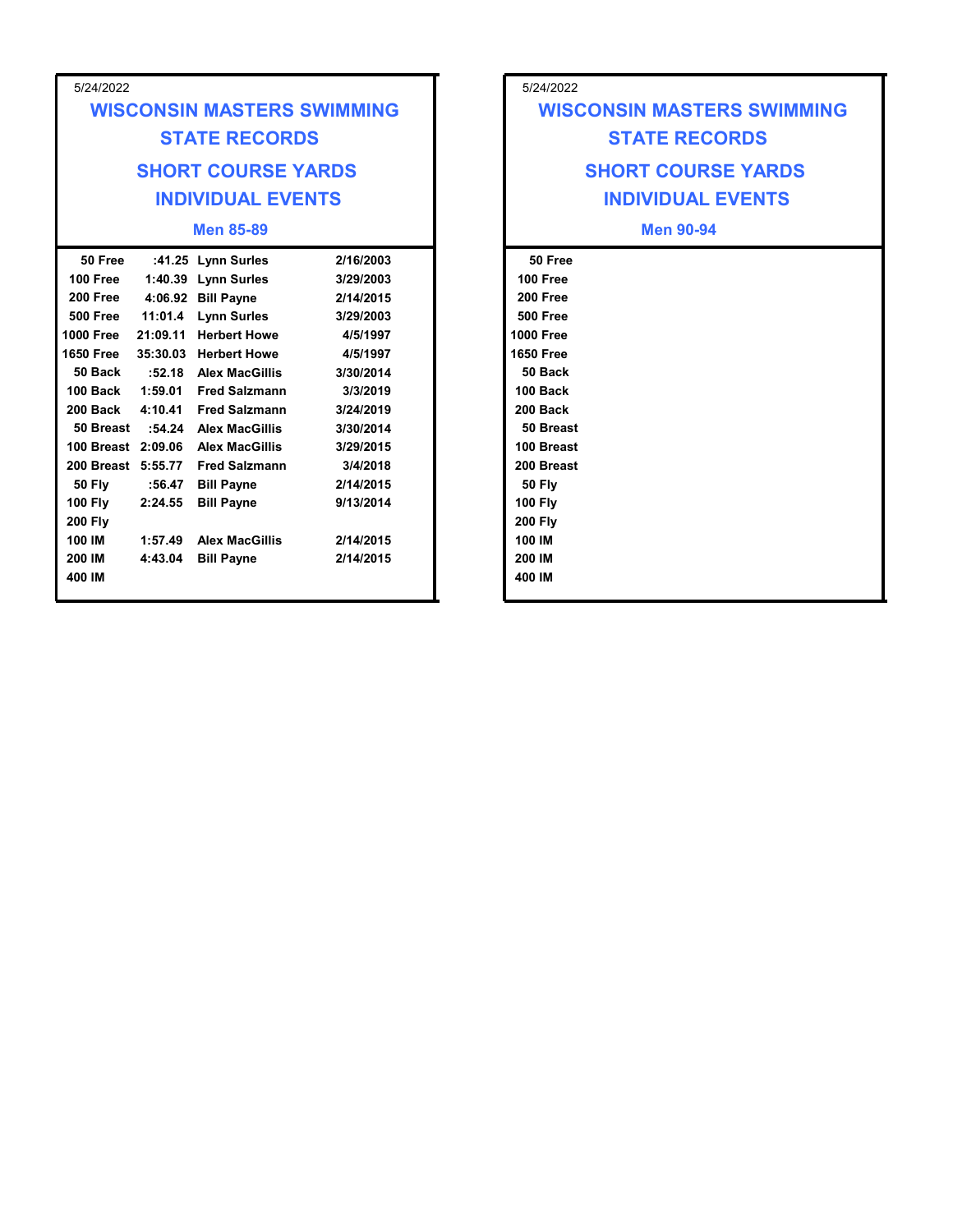5/24/2022

# WISCONSIN MASTERS SWIMMING
# STATE RECORDS
## SHORT COURSE YARDS
## INDIVIDUAL EVENTS
### Men 85-89

| | | | |
|---|---|---|---|
| 50 Free | :41.25 | Lynn Surles | 2/16/2003 |
| 100 Free | 1:40.39 | Lynn Surles | 3/29/2003 |
| 200 Free | 4:06.92 | Bill Payne | 2/14/2015 |
| 500 Free | 11:01.4 | Lynn Surles | 3/29/2003 |
| 1000 Free | 21:09.11 | Herbert Howe | 4/5/1997 |
| 1650 Free | 35:30.03 | Herbert Howe | 4/5/1997 |
| 50 Back | :52.18 | Alex MacGillis | 3/30/2014 |
| 100 Back | 1:59.01 | Fred Salzmann | 3/3/2019 |
| 200 Back | 4:10.41 | Fred Salzmann | 3/24/2019 |
| 50 Breast | :54.24 | Alex MacGillis | 3/30/2014 |
| 100 Breast | 2:09.06 | Alex MacGillis | 3/29/2015 |
| 200 Breast | 5:55.77 | Fred Salzmann | 3/4/2018 |
| 50 Fly | :56.47 | Bill Payne | 2/14/2015 |
| 100 Fly | 2:24.55 | Bill Payne | 9/13/2014 |
| 200 Fly | | | |
| 100 IM | 1:57.49 | Alex MacGillis | 2/14/2015 |
| 200 IM | 4:43.04 | Bill Payne | 2/14/2015 |
| 400 IM | | | |

5/24/2022

# WISCONSIN MASTERS SWIMMING
# STATE RECORDS
## SHORT COURSE YARDS
## INDIVIDUAL EVENTS
### Men 90-94

| | | | |
|---|---|---|---|
| 50 Free | | | |
| 100 Free | | | |
| 200 Free | | | |
| 500 Free | | | |
| 1000 Free | | | |
| 1650 Free | | | |
| 50 Back | | | |
| 100 Back | | | |
| 200 Back | | | |
| 50 Breast | | | |
| 100 Breast | | | |
| 200 Breast | | | |
| 50 Fly | | | |
| 100 Fly | | | |
| 200 Fly | | | |
| 100 IM | | | |
| 200 IM | | | |
| 400 IM | | | |